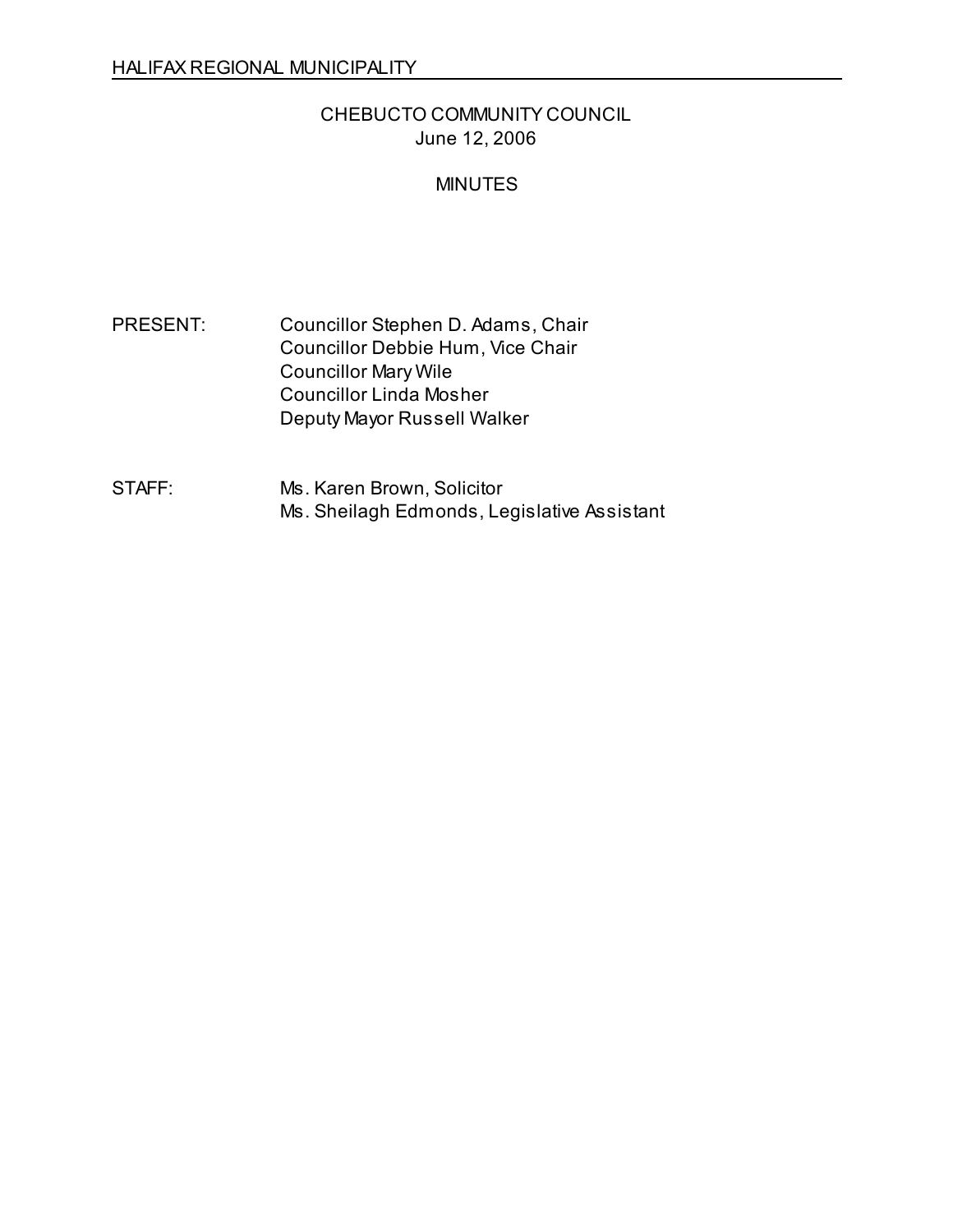HALIFAX REGIONAL MUNICIPALITY

# CHEBUCTO COMMUNITY COUNCIL
June 12, 2006

## MINUTES

PRESENT: Councillor Stephen D. Adams, Chair
Councillor Debbie Hum, Vice Chair
Councillor Mary Wile
Councillor Linda Mosher
Deputy Mayor Russell Walker

STAFF: Ms. Karen Brown, Solicitor
Ms. Sheilagh Edmonds, Legislative Assistant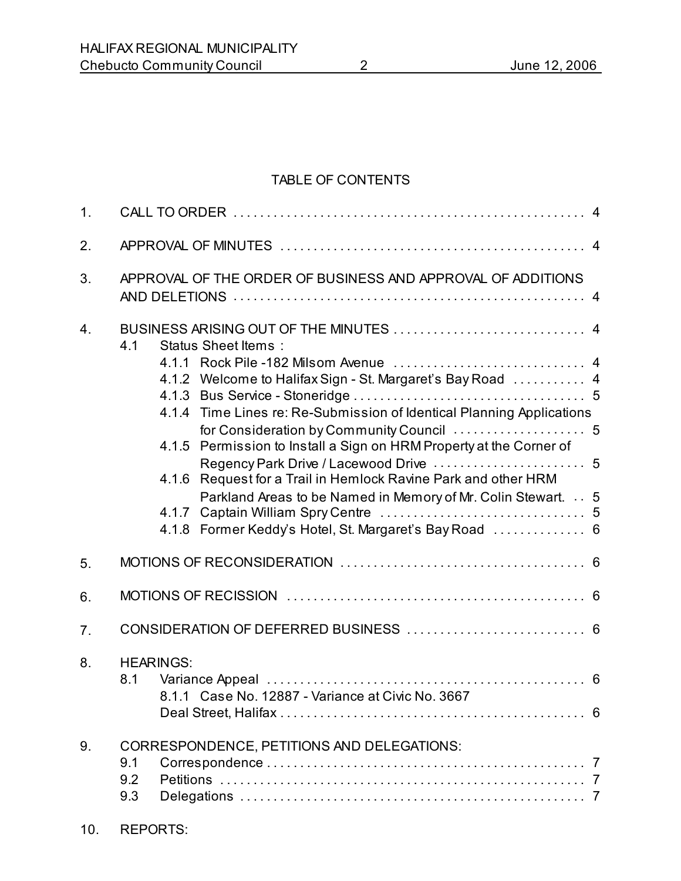## TABLE OF CONTENTS

1. CALL TO ORDER .......................................................... 4

2. APPROVAL OF MINUTES .................................................. 4

3. APPROVAL OF THE ORDER OF BUSINESS AND APPROVAL OF ADDITIONS AND DELETIONS .......................................................... 4

4. BUSINESS ARISING OUT OF THE MINUTES ................................ 4
   - 4.1 Status Sheet Items :
     - 4.1.1 Rock Pile -182 Milsom Avenue ................................ 4
     - 4.1.2 Welcome to Halifax Sign - St. Margaret's Bay Road ........... 4
     - 4.1.3 Bus Service - Stoneridge ...................................... 5
     - 4.1.4 Time Lines re: Re-Submission of Identical Planning Applications for Consideration by Community Council .................... 5
     - 4.1.5 Permission to Install a Sign on HRM Property at the Corner of Regency Park Drive / Lacewood Drive ........................ 5
     - 4.1.6 Request for a Trail in Hemlock Ravine Park and other HRM Parkland Areas to be Named in Memory of Mr. Colin Stewart. .. 5
     - 4.1.7 Captain William Spry Centre ................................. 5
     - 4.1.8 Former Keddy's Hotel, St. Margaret's Bay Road .............. 6

5. MOTIONS OF RECONSIDERATION ........................................ 6

6. MOTIONS OF RECISSION ................................................ 6

7. CONSIDERATION OF DEFERRED BUSINESS ............................... 6

8. HEARINGS:
   - 8.1 Variance Appeal .................................................. 6
     - 8.1.1 Case No. 12887 - Variance at Civic No. 3667 Deal Street, Halifax ............................................... 6

9. CORRESPONDENCE, PETITIONS AND DELEGATIONS:
   - 9.1 Correspondence .................................................. 7
   - 9.2 Petitions ......................................................... 7
   - 9.3 Delegations ...................................................... 7

10. REPORTS: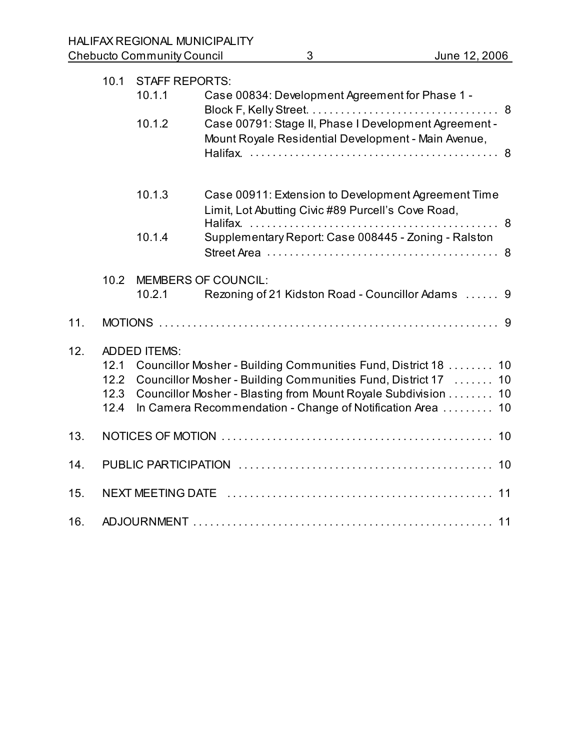10.1 STAFF REPORTS:

- 10.1.1 Case 00834: Development Agreement for Phase 1 - Block F, Kelly Street. . . . . . . . . . . . . . . . . . . . . . . . . . . . . . . . . 8
- 10.1.2 Case 00791: Stage II, Phase I Development Agreement - Mount Royale Residential Development - Main Avenue, Halifax. . . . . . . . . . . . . . . . . . . . . . . . . . . . . . . . . . . . . . . . . . . 8
- 10.1.3 Case 00911: Extension to Development Agreement Time Limit, Lot Abutting Civic #89 Purcell's Cove Road, Halifax. . . . . . . . . . . . . . . . . . . . . . . . . . . . . . . . . . . . . . . . . . . 8
- 10.1.4 Supplementary Report: Case 008445 - Zoning - Ralston Street Area . . . . . . . . . . . . . . . . . . . . . . . . . . . . . . . . . . . . . . . 8

10.2 MEMBERS OF COUNCIL:

- 10.2.1 Rezoning of 21 Kidston Road - Councillor Adams . . . . . . 9

11. MOTIONS . . . . . . . . . . . . . . . . . . . . . . . . . . . . . . . . . . . . . . . . . . . . . . . . . . . . . . . . . . 9

12. ADDED ITEMS:
    - 12.1 Councillor Mosher - Building Communities Fund, District 18 . . . . . . . . 10
    - 12.2 Councillor Mosher - Building Communities Fund, District 17 . . . . . . . 10
    - 12.3 Councillor Mosher - Blasting from Mount Royale Subdivision . . . . . . . . 10
    - 12.4 In Camera Recommendation - Change of Notification Area . . . . . . . . . 10

13. NOTICES OF MOTION . . . . . . . . . . . . . . . . . . . . . . . . . . . . . . . . . . . . . . . . . . . . . . 10

14. PUBLIC PARTICIPATION . . . . . . . . . . . . . . . . . . . . . . . . . . . . . . . . . . . . . . . . . . . 10

15. NEXT MEETING DATE . . . . . . . . . . . . . . . . . . . . . . . . . . . . . . . . . . . . . . . . . . . . . 11

16. ADJOURNMENT . . . . . . . . . . . . . . . . . . . . . . . . . . . . . . . . . . . . . . . . . . . . . . . . . . . 11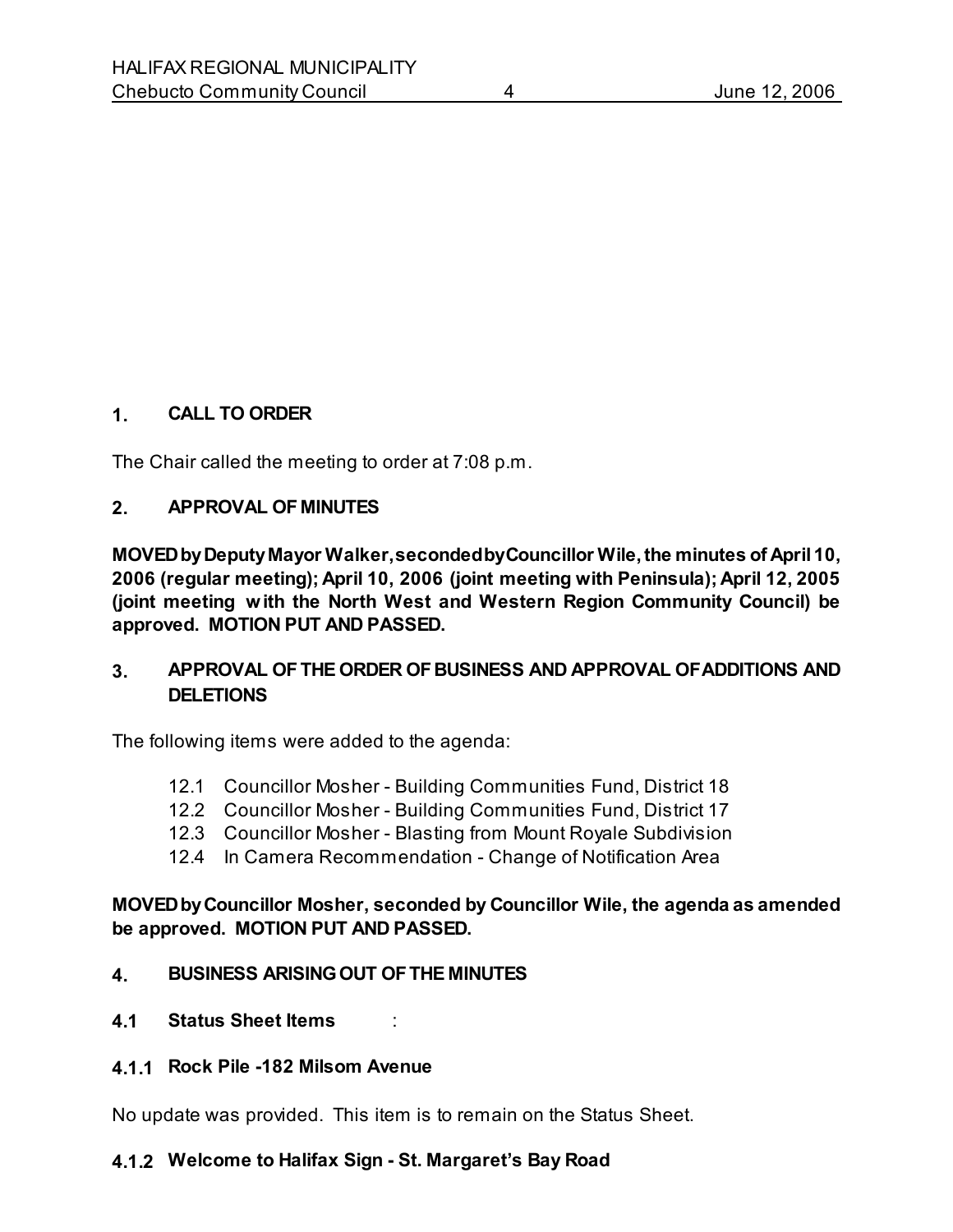## 1. CALL TO ORDER

The Chair called the meeting to order at 7:08 p.m.

## 2. APPROVAL OF MINUTES

**MOVED by Deputy Mayor Walker, seconded by Councillor Wile, the minutes of April 10, 2006 (regular meeting); April 10, 2006 (joint meeting with Peninsula); April 12, 2005 (joint meeting with the North West and Western Region Community Council) be approved. MOTION PUT AND PASSED.**

## 3. APPROVAL OF THE ORDER OF BUSINESS AND APPROVAL OF ADDITIONS AND DELETIONS

The following items were added to the agenda:

- 12.1 Councillor Mosher - Building Communities Fund, District 18
- 12.2 Councillor Mosher - Building Communities Fund, District 17
- 12.3 Councillor Mosher - Blasting from Mount Royale Subdivision
- 12.4 In Camera Recommendation - Change of Notification Area

**MOVED by Councillor Mosher, seconded by Councillor Wile, the agenda as amended be approved. MOTION PUT AND PASSED.**

## 4. BUSINESS ARISING OUT OF THE MINUTES

### 4.1 Status Sheet Items :

#### 4.1.1 Rock Pile -182 Milsom Avenue

No update was provided. This item is to remain on the Status Sheet.

#### 4.1.2 Welcome to Halifax Sign - St. Margaret's Bay Road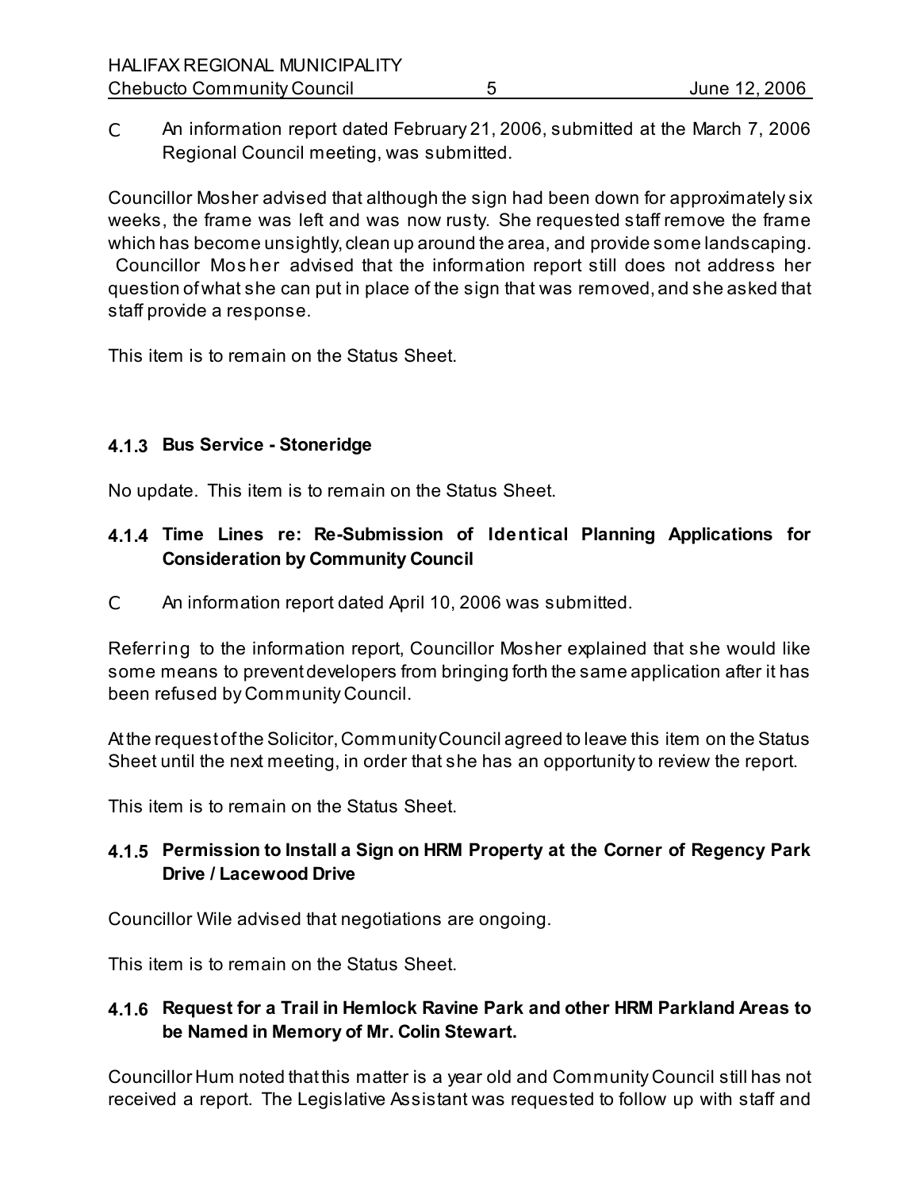- An information report dated February 21, 2006, submitted at the March 7, 2006 Regional Council meeting, was submitted.

Councillor Mosher advised that although the sign had been down for approximately six weeks, the frame was left and was now rusty. She requested staff remove the frame which has become unsightly, clean up around the area, and provide some landscaping. Councillor Mosher advised that the information report still does not address her question of what she can put in place of the sign that was removed, and she asked that staff provide a response.

This item is to remain on the Status Sheet.

### 4.1.3 Bus Service - Stoneridge

No update. This item is to remain on the Status Sheet.

### 4.1.4 Time Lines re: Re-Submission of Identical Planning Applications for Consideration by Community Council

- An information report dated April 10, 2006 was submitted.

Referring to the information report, Councillor Mosher explained that she would like some means to prevent developers from bringing forth the same application after it has been refused by Community Council.

At the request of the Solicitor, Community Council agreed to leave this item on the Status Sheet until the next meeting, in order that she has an opportunity to review the report.

This item is to remain on the Status Sheet.

### 4.1.5 Permission to Install a Sign on HRM Property at the Corner of Regency Park Drive / Lacewood Drive

Councillor Wile advised that negotiations are ongoing.

This item is to remain on the Status Sheet.

### 4.1.6 Request for a Trail in Hemlock Ravine Park and other HRM Parkland Areas to be Named in Memory of Mr. Colin Stewart.

Councillor Hum noted that this matter is a year old and Community Council still has not received a report. The Legislative Assistant was requested to follow up with staff and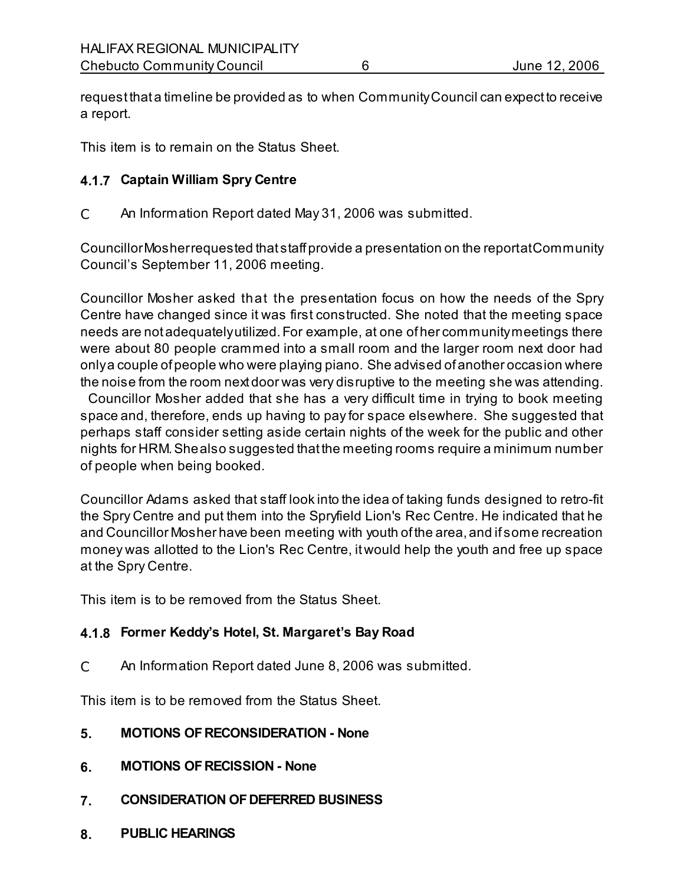request that a timeline be provided as to when Community Council can expect to receive a report.

This item is to remain on the Status Sheet.

### 4.1.7 Captain William Spry Centre

- An Information Report dated May 31, 2006 was submitted.

Councillor Mosher requested that staff provide a presentation on the report at Community Council's September 11, 2006 meeting.

Councillor Mosher asked that the presentation focus on how the needs of the Spry Centre have changed since it was first constructed. She noted that the meeting space needs are not adequately utilized. For example, at one of her community meetings there were about 80 people crammed into a small room and the larger room next door had only a couple of people who were playing piano. She advised of another occasion where the noise from the room next door was very disruptive to the meeting she was attending. Councillor Mosher added that she has a very difficult time in trying to book meeting space and, therefore, ends up having to pay for space elsewhere. She suggested that perhaps staff consider setting aside certain nights of the week for the public and other nights for HRM. She also suggested that the meeting rooms require a minimum number of people when being booked.

Councillor Adams asked that staff look into the idea of taking funds designed to retro-fit the Spry Centre and put them into the Spryfield Lion's Rec Centre. He indicated that he and Councillor Mosher have been meeting with youth of the area, and if some recreation money was allotted to the Lion's Rec Centre, it would help the youth and free up space at the Spry Centre.

This item is to be removed from the Status Sheet.

### 4.1.8 Former Keddy's Hotel, St. Margaret's Bay Road

- An Information Report dated June 8, 2006 was submitted.

This item is to be removed from the Status Sheet.

## 5. MOTIONS OF RECONSIDERATION - None

## 6. MOTIONS OF RECISSION - None

## 7. CONSIDERATION OF DEFERRED BUSINESS

## 8. PUBLIC HEARINGS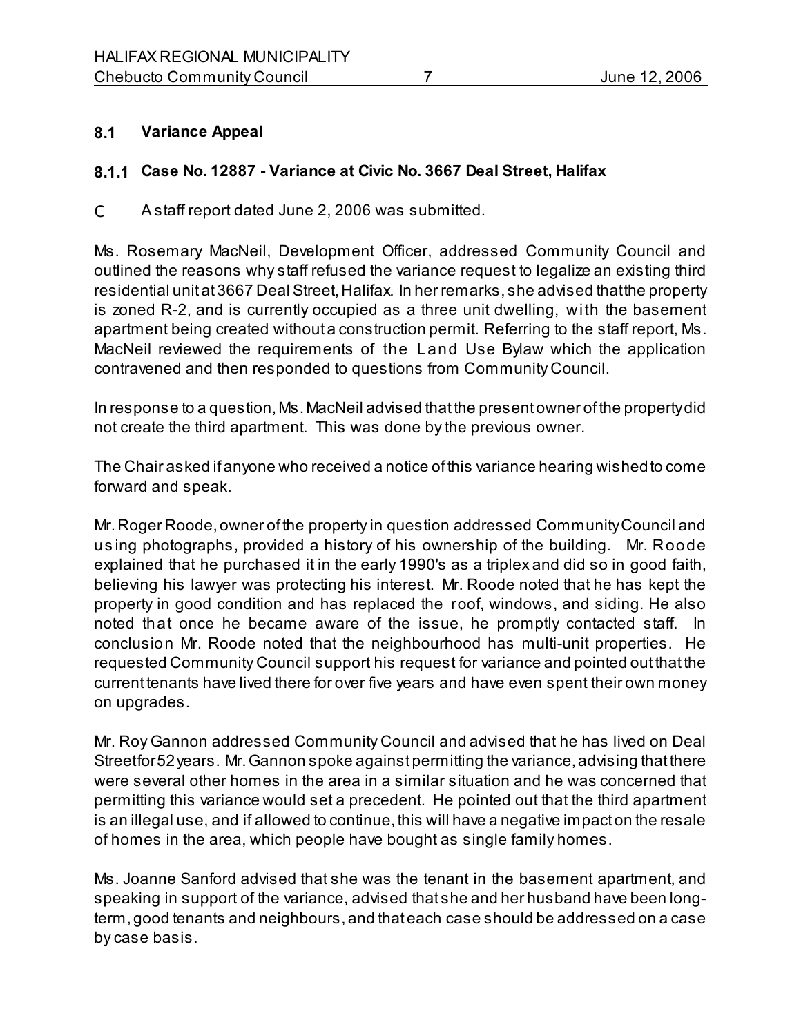## 8.1 Variance Appeal

### 8.1.1 Case No. 12887 - Variance at Civic No. 3667 Deal Street, Halifax

- A staff report dated June 2, 2006 was submitted.

Ms. Rosemary MacNeil, Development Officer, addressed Community Council and outlined the reasons why staff refused the variance request to legalize an existing third residential unit at 3667 Deal Street, Halifax. In her remarks, she advised that the property is zoned R-2, and is currently occupied as a three unit dwelling, with the basement apartment being created without a construction permit. Referring to the staff report, Ms. MacNeil reviewed the requirements of the Land Use Bylaw which the application contravened and then responded to questions from Community Council.

In response to a question, Ms. MacNeil advised that the present owner of the property did not create the third apartment. This was done by the previous owner.

The Chair asked if anyone who received a notice of this variance hearing wished to come forward and speak.

Mr. Roger Roode, owner of the property in question addressed Community Council and using photographs, provided a history of his ownership of the building. Mr. Roode explained that he purchased it in the early 1990's as a triplex and did so in good faith, believing his lawyer was protecting his interest. Mr. Roode noted that he has kept the property in good condition and has replaced the roof, windows, and siding. He also noted that once he became aware of the issue, he promptly contacted staff. In conclusion Mr. Roode noted that the neighbourhood has multi-unit properties. He requested Community Council support his request for variance and pointed out that the current tenants have lived there for over five years and have even spent their own money on upgrades.

Mr. Roy Gannon addressed Community Council and advised that he has lived on Deal Street for 52 years. Mr. Gannon spoke against permitting the variance, advising that there were several other homes in the area in a similar situation and he was concerned that permitting this variance would set a precedent. He pointed out that the third apartment is an illegal use, and if allowed to continue, this will have a negative impact on the resale of homes in the area, which people have bought as single family homes.

Ms. Joanne Sanford advised that she was the tenant in the basement apartment, and speaking in support of the variance, advised that she and her husband have been long-term, good tenants and neighbours, and that each case should be addressed on a case by case basis.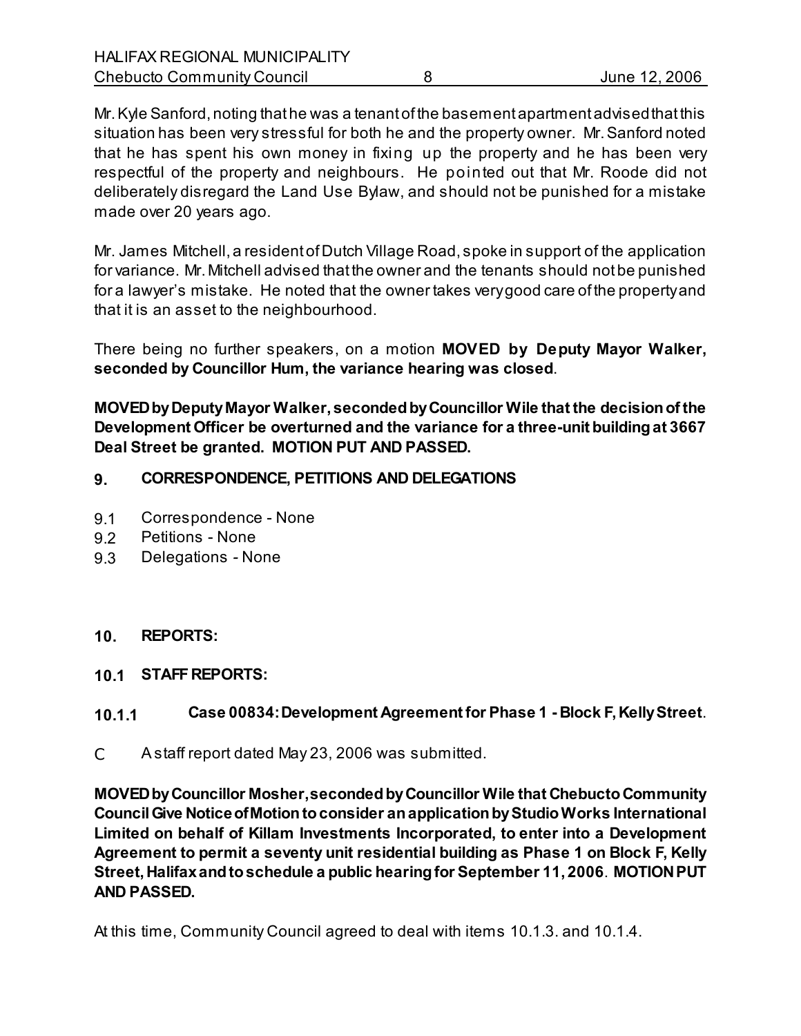Mr. Kyle Sanford, noting that he was a tenant of the basement apartment advised that this situation has been very stressful for both he and the property owner. Mr. Sanford noted that he has spent his own money in fixing up the property and he has been very respectful of the property and neighbours. He pointed out that Mr. Roode did not deliberately disregard the Land Use Bylaw, and should not be punished for a mistake made over 20 years ago.

Mr. James Mitchell, a resident of Dutch Village Road, spoke in support of the application for variance. Mr. Mitchell advised that the owner and the tenants should not be punished for a lawyer's mistake. He noted that the owner takes very good care of the property and that it is an asset to the neighbourhood.

There being no further speakers, on a motion **MOVED by Deputy Mayor Walker, seconded by Councillor Hum, the variance hearing was closed**.

**MOVED by Deputy Mayor Walker, seconded by Councillor Wile that the decision of the Development Officer be overturned and the variance for a three-unit building at 3667 Deal Street be granted. MOTION PUT AND PASSED.**

## 9. CORRESPONDENCE, PETITIONS AND DELEGATIONS

9.1 Correspondence - None
9.2 Petitions - None
9.3 Delegations - None

## 10. REPORTS:

### 10.1 STAFF REPORTS:

#### 10.1.1 Case 00834: Development Agreement for Phase 1 - Block F, Kelly Street.

- A staff report dated May 23, 2006 was submitted.

**MOVED by Councillor Mosher, seconded by Councillor Wile that Chebucto Community Council Give Notice of Motion to consider an application by Studio Works International Limited on behalf of Killam Investments Incorporated, to enter into a Development Agreement to permit a seventy unit residential building as Phase 1 on Block F, Kelly Street, Halifax and to schedule a public hearing for September 11, 2006. MOTION PUT AND PASSED.**

At this time, Community Council agreed to deal with items 10.1.3. and 10.1.4.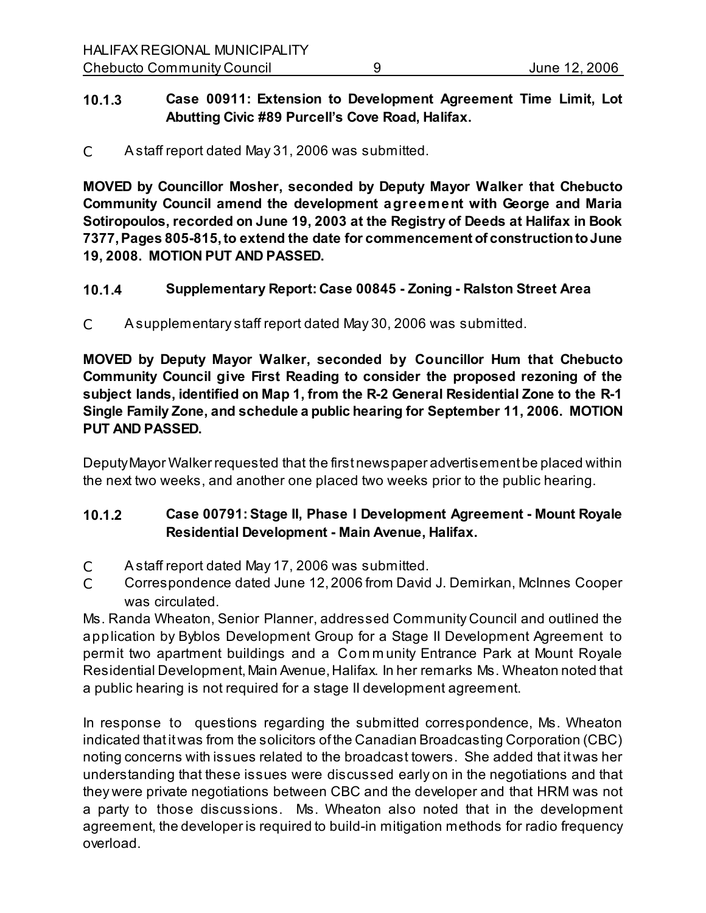### 10.1.3 Case 00911: Extension to Development Agreement Time Limit, Lot Abutting Civic #89 Purcell's Cove Road, Halifax.

- A staff report dated May 31, 2006 was submitted.

**MOVED by Councillor Mosher, seconded by Deputy Mayor Walker that Chebucto Community Council amend the development agreement with George and Maria Sotiropoulos, recorded on June 19, 2003 at the Registry of Deeds at Halifax in Book 7377, Pages 805-815, to extend the date for commencement of construction to June 19, 2008. MOTION PUT AND PASSED.**

### 10.1.4 Supplementary Report: Case 00845 - Zoning - Ralston Street Area

- A supplementary staff report dated May 30, 2006 was submitted.

**MOVED by Deputy Mayor Walker, seconded by Councillor Hum that Chebucto Community Council give First Reading to consider the proposed rezoning of the subject lands, identified on Map 1, from the R-2 General Residential Zone to the R-1 Single Family Zone, and schedule a public hearing for September 11, 2006. MOTION PUT AND PASSED.**

Deputy Mayor Walker requested that the first newspaper advertisement be placed within the next two weeks, and another one placed two weeks prior to the public hearing.

### 10.1.2 Case 00791: Stage II, Phase I Development Agreement - Mount Royale Residential Development - Main Avenue, Halifax.

- A staff report dated May 17, 2006 was submitted.
- Correspondence dated June 12, 2006 from David J. Demirkan, McInnes Cooper was circulated.

Ms. Randa Wheaton, Senior Planner, addressed Community Council and outlined the application by Byblos Development Group for a Stage II Development Agreement to permit two apartment buildings and a Community Entrance Park at Mount Royale Residential Development, Main Avenue, Halifax. In her remarks Ms. Wheaton noted that a public hearing is not required for a stage II development agreement.

In response to questions regarding the submitted correspondence, Ms. Wheaton indicated that it was from the solicitors of the Canadian Broadcasting Corporation (CBC) noting concerns with issues related to the broadcast towers. She added that it was her understanding that these issues were discussed early on in the negotiations and that they were private negotiations between CBC and the developer and that HRM was not a party to those discussions. Ms. Wheaton also noted that in the development agreement, the developer is required to build-in mitigation methods for radio frequency overload.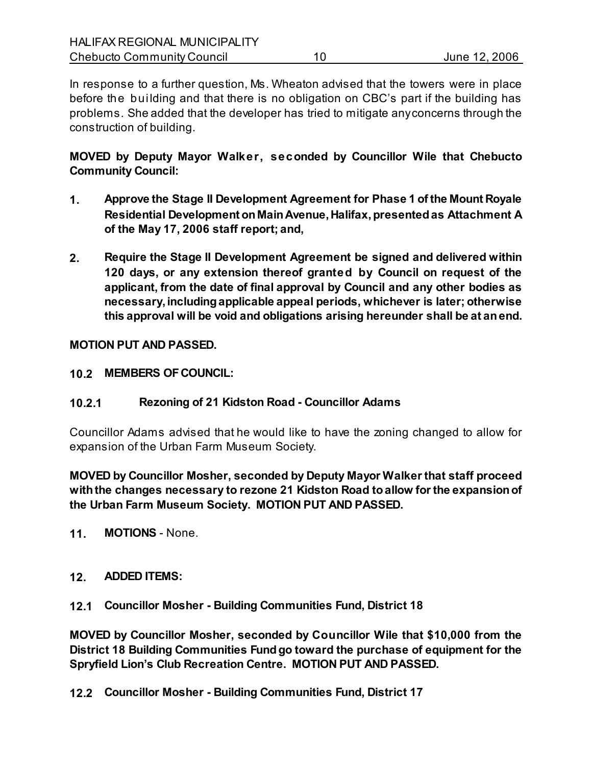In response to a further question, Ms. Wheaton advised that the towers were in place before the building and that there is no obligation on CBC's part if the building has problems. She added that the developer has tried to mitigate any concerns through the construction of building.

**MOVED by Deputy Mayor Walker, seconded by Councillor Wile that Chebucto Community Council:**

1. **Approve the Stage II Development Agreement for Phase 1 of the Mount Royale Residential Development on Main Avenue, Halifax, presented as Attachment A of the May 17, 2006 staff report; and,**

2. **Require the Stage II Development Agreement be signed and delivered within 120 days, or any extension thereof granted by Council on request of the applicant, from the date of final approval by Council and any other bodies as necessary, including applicable appeal periods, whichever is later; otherwise this approval will be void and obligations arising hereunder shall be at an end.**

**MOTION PUT AND PASSED.**

## 10.2 MEMBERS OF COUNCIL:

### 10.2.1 Rezoning of 21 Kidston Road - Councillor Adams

Councillor Adams advised that he would like to have the zoning changed to allow for expansion of the Urban Farm Museum Society.

**MOVED by Councillor Mosher, seconded by Deputy Mayor Walker that staff proceed with the changes necessary to rezone 21 Kidston Road to allow for the expansion of the Urban Farm Museum Society. MOTION PUT AND PASSED.**

## 11. MOTIONS - None.

## 12. ADDED ITEMS:

### 12.1 Councillor Mosher - Building Communities Fund, District 18

**MOVED by Councillor Mosher, seconded by Councillor Wile that $10,000 from the District 18 Building Communities Fund go toward the purchase of equipment for the Spryfield Lion's Club Recreation Centre. MOTION PUT AND PASSED.**

### 12.2 Councillor Mosher - Building Communities Fund, District 17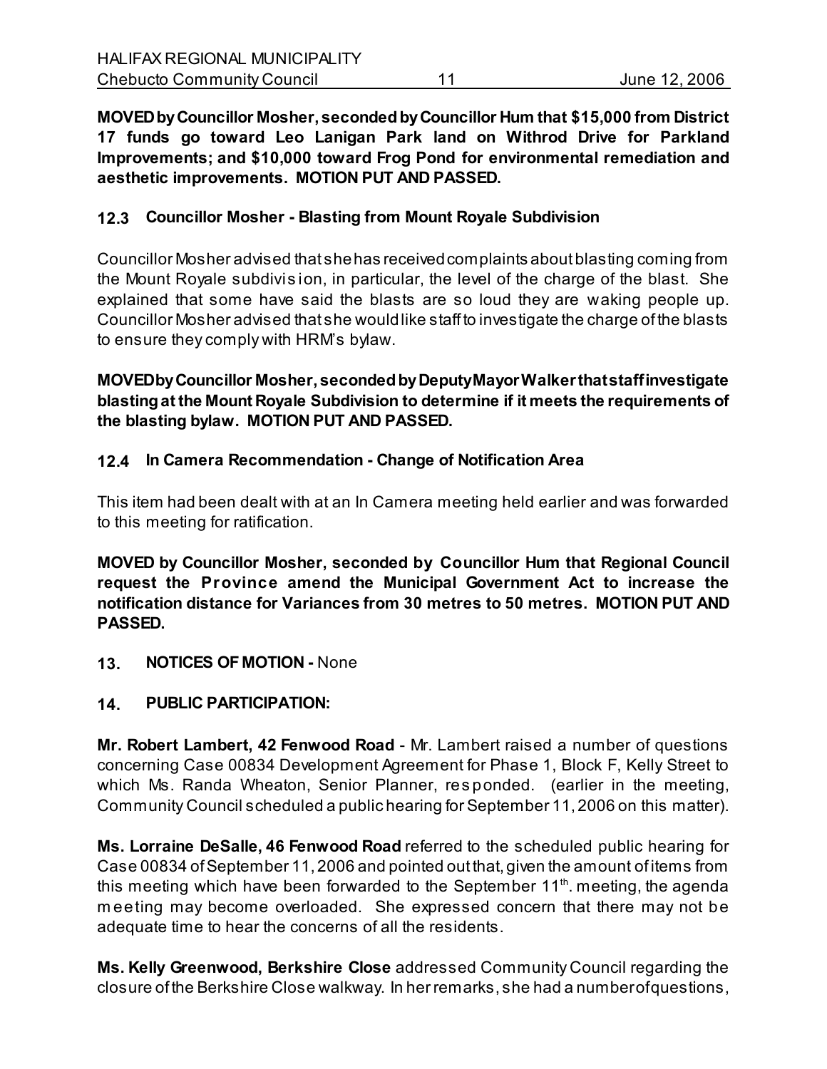**MOVED by Councillor Mosher, seconded by Councillor Hum that $15,000 from District 17 funds go toward Leo Lanigan Park land on Withrod Drive for Parkland Improvements; and $10,000 toward Frog Pond for environmental remediation and aesthetic improvements. MOTION PUT AND PASSED.**

### 12.3 Councillor Mosher - Blasting from Mount Royale Subdivision

Councillor Mosher advised that she has received complaints about blasting coming from the Mount Royale subdivision, in particular, the level of the charge of the blast. She explained that some have said the blasts are so loud they are waking people up. Councillor Mosher advised that she would like staff to investigate the charge of the blasts to ensure they comply with HRM's bylaw.

**MOVED by Councillor Mosher, seconded by Deputy Mayor Walker that staff investigate blasting at the Mount Royale Subdivision to determine if it meets the requirements of the blasting bylaw. MOTION PUT AND PASSED.**

### 12.4 In Camera Recommendation - Change of Notification Area

This item had been dealt with at an In Camera meeting held earlier and was forwarded to this meeting for ratification.

**MOVED by Councillor Mosher, seconded by Councillor Hum that Regional Council request the Province amend the Municipal Government Act to increase the notification distance for Variances from 30 metres to 50 metres. MOTION PUT AND PASSED.**

## 13. NOTICES OF MOTION - None

## 14. PUBLIC PARTICIPATION:

**Mr. Robert Lambert, 42 Fenwood Road** - Mr. Lambert raised a number of questions concerning Case 00834 Development Agreement for Phase 1, Block F, Kelly Street to which Ms. Randa Wheaton, Senior Planner, responded. (earlier in the meeting, Community Council scheduled a public hearing for September 11, 2006 on this matter).

**Ms. Lorraine DeSalle, 46 Fenwood Road** referred to the scheduled public hearing for Case 00834 of September 11, 2006 and pointed out that, given the amount of items from this meeting which have been forwarded to the September 11th. meeting, the agenda meeting may become overloaded. She expressed concern that there may not be adequate time to hear the concerns of all the residents.

**Ms. Kelly Greenwood, Berkshire Close** addressed Community Council regarding the closure of the Berkshire Close walkway. In her remarks, she had a number of questions,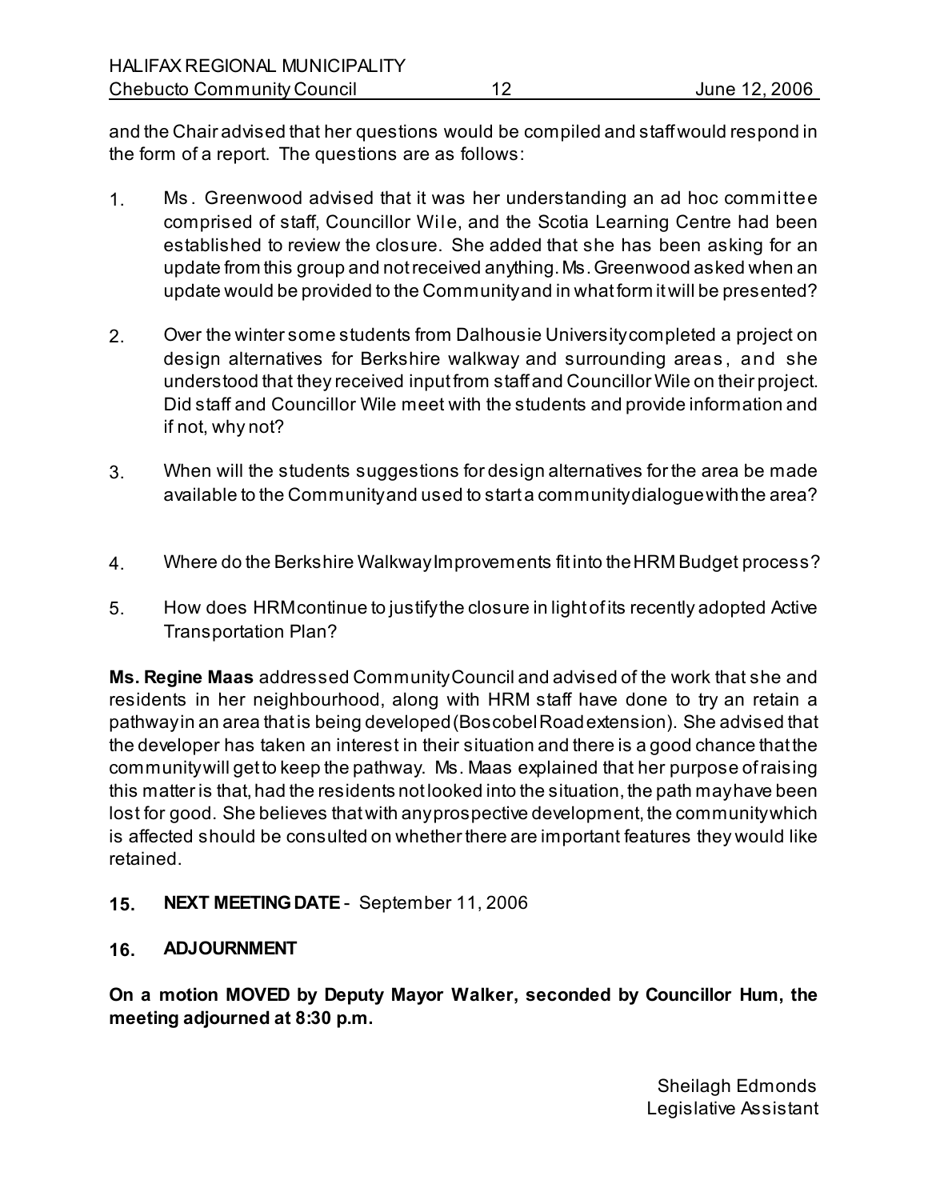and the Chair advised that her questions would be compiled and staff would respond in the form of a report. The questions are as follows:

1. Ms. Greenwood advised that it was her understanding an ad hoc committee comprised of staff, Councillor Wile, and the Scotia Learning Centre had been established to review the closure. She added that she has been asking for an update from this group and not received anything. Ms. Greenwood asked when an update would be provided to the Community and in what form it will be presented?

2. Over the winter some students from Dalhousie University completed a project on design alternatives for Berkshire walkway and surrounding areas, and she understood that they received input from staff and Councillor Wile on their project. Did staff and Councillor Wile meet with the students and provide information and if not, why not?

3. When will the students suggestions for design alternatives for the area be made available to the Community and used to start a community dialogue with the area?

4. Where do the Berkshire Walkway Improvements fit into the HRM Budget process?

5. How does HRM continue to justify the closure in light of its recently adopted Active Transportation Plan?

**Ms. Regine Maas** addressed Community Council and advised of the work that she and residents in her neighbourhood, along with HRM staff have done to try an retain a pathway in an area that is being developed (Boscobel Road extension). She advised that the developer has taken an interest in their situation and there is a good chance that the community will get to keep the pathway. Ms. Maas explained that her purpose of raising this matter is that, had the residents not looked into the situation, the path may have been lost for good. She believes that with any prospective development, the community which is affected should be consulted on whether there are important features they would like retained.

## 15. NEXT MEETING DATE - September 11, 2006

## 16. ADJOURNMENT

**On a motion MOVED by Deputy Mayor Walker, seconded by Councillor Hum, the meeting adjourned at 8:30 p.m.**

Sheilagh Edmonds
Legislative Assistant